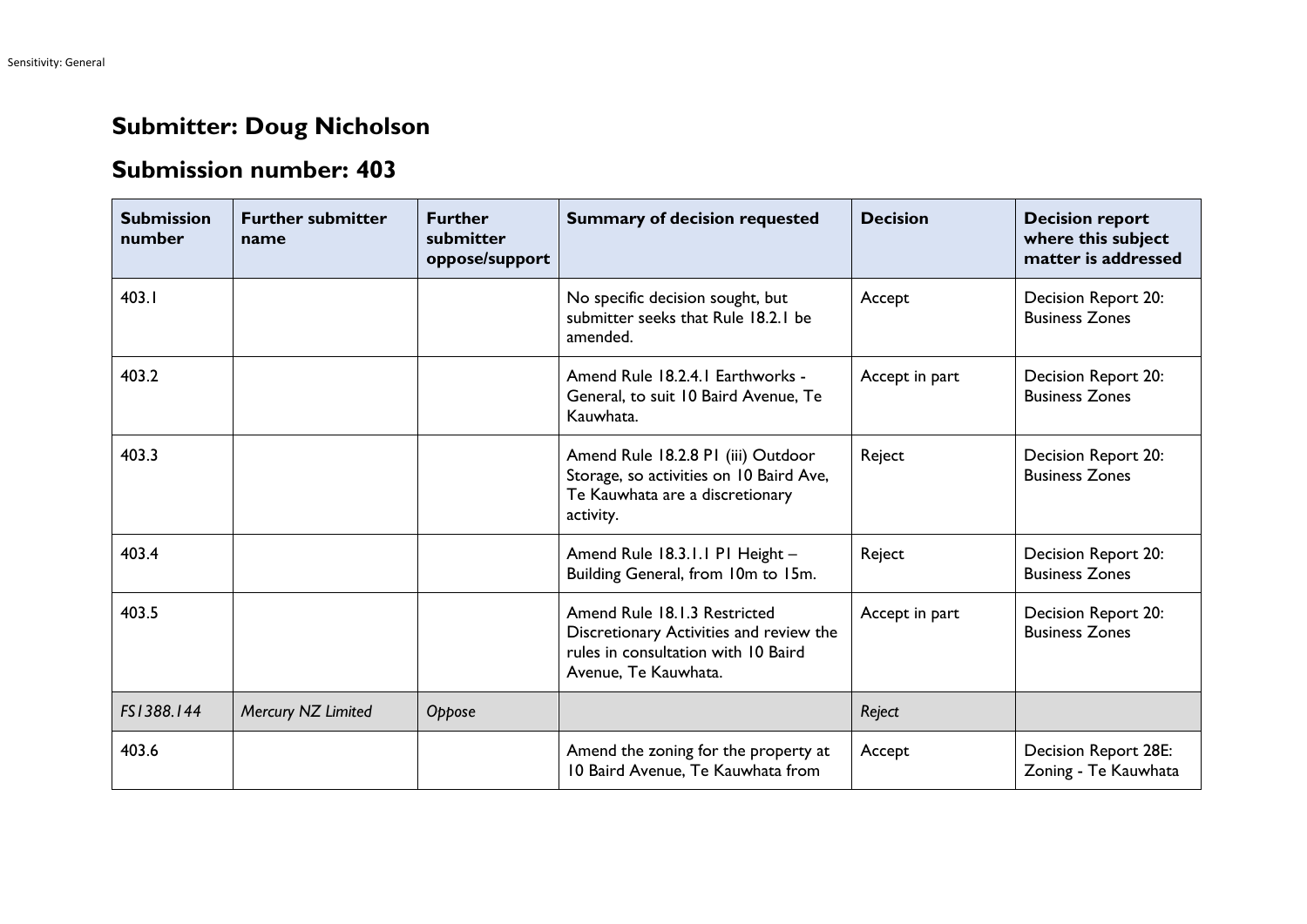# Submitter: Doug Nicholson

## Submission number: 403

| Submission number | Further submitter name | Further submitter oppose/support | Summary of decision requested | Decision | Decision report where this subject matter is addressed |
|---|---|---|---|---|---|
| 403.1 | | | No specific decision sought, but submitter seeks that Rule 18.2.1 be amended. | Accept | Decision Report 20: Business Zones |
| 403.2 | | | Amend Rule 18.2.4.1 Earthworks - General, to suit 10 Baird Avenue, Te Kauwhata. | Accept in part | Decision Report 20: Business Zones |
| 403.3 | | | Amend Rule 18.2.8 P1 (iii) Outdoor Storage, so activities on 10 Baird Ave, Te Kauwhata are a discretionary activity. | Reject | Decision Report 20: Business Zones |
| 403.4 | | | Amend Rule 18.3.1.1 P1 Height – Building General, from 10m to 15m. | Reject | Decision Report 20: Business Zones |
| 403.5 | | | Amend Rule 18.1.3 Restricted Discretionary Activities and review the rules in consultation with 10 Baird Avenue, Te Kauwhata. | Accept in part | Decision Report 20: Business Zones |
| *FS1388.144* | *Mercury NZ Limited* | *Oppose* | | *Reject* | |
| 403.6 | | | Amend the zoning for the property at 10 Baird Avenue, Te Kauwhata from | Accept | Decision Report 28E: Zoning - Te Kauwhata |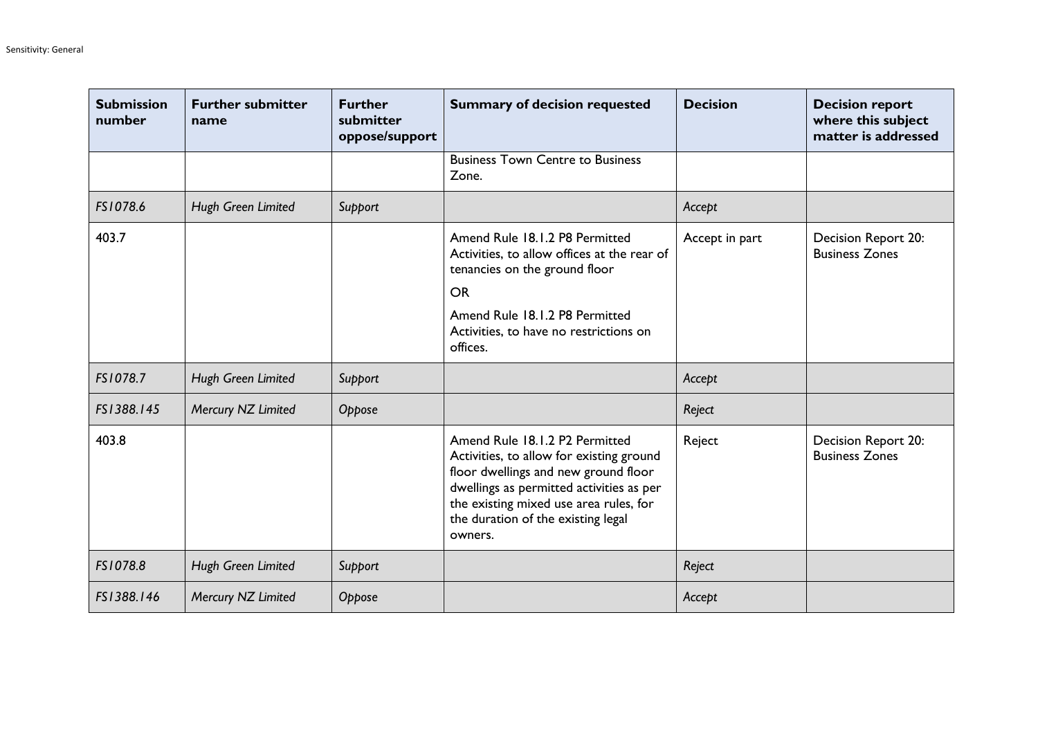| Submission number | Further submitter name | Further submitter oppose/support | Summary of decision requested | Decision | Decision report where this subject matter is addressed |
| --- | --- | --- | --- | --- | --- |
| | | | Business Town Centre to Business Zone. | | |
| *FS1078.6* | *Hugh Green Limited* | *Support* | | *Accept* | |
| 403.7 | | | Amend Rule 18.1.2 P8 Permitted Activities, to allow offices at the rear of tenancies on the ground floor<br><br>OR<br><br>Amend Rule 18.1.2 P8 Permitted Activities, to have no restrictions on offices. | Accept in part | Decision Report 20: Business Zones |
| *FS1078.7* | *Hugh Green Limited* | *Support* | | *Accept* | |
| *FS1388.145* | *Mercury NZ Limited* | *Oppose* | | *Reject* | |
| 403.8 | | | Amend Rule 18.1.2 P2 Permitted Activities, to allow for existing ground floor dwellings and new ground floor dwellings as permitted activities as per the existing mixed use area rules, for the duration of the existing legal owners. | Reject | Decision Report 20: Business Zones |
| *FS1078.8* | *Hugh Green Limited* | *Support* | | *Reject* | |
| *FS1388.146* | *Mercury NZ Limited* | *Oppose* | | *Accept* | |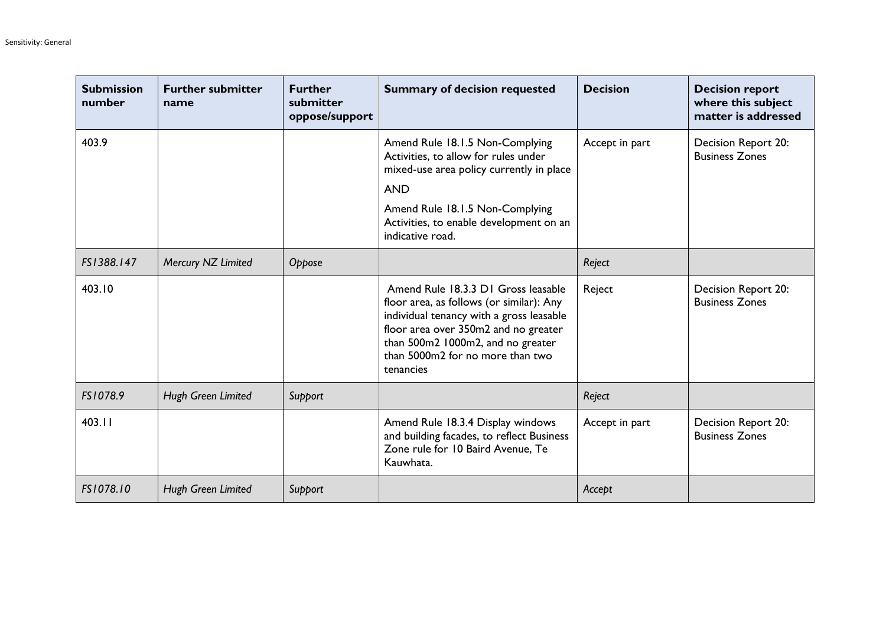| Submission number | Further submitter name | Further submitter oppose/support | Summary of decision requested | Decision | Decision report where this subject matter is addressed |
|---|---|---|---|---|---|
| 403.9 | | | Amend Rule 18.1.5 Non-Complying Activities, to allow for rules under mixed-use area policy currently in place<br><br>AND<br><br>Amend Rule 18.1.5 Non-Complying Activities, to enable development on an indicative road. | Accept in part | Decision Report 20: Business Zones |
| *FS1388.147* | *Mercury NZ Limited* | *Oppose* | | *Reject* | |
| 403.10 | | | Amend Rule 18.3.3 D1 Gross leasable floor area, as follows (or similar): Any individual tenancy with a gross leasable floor area over 350m2 and no greater than 500m2 1000m2, and no greater than 5000m2 for no more than two tenancies | Reject | Decision Report 20: Business Zones |
| *FS1078.9* | *Hugh Green Limited* | *Support* | | *Reject* | |
| 403.11 | | | Amend Rule 18.3.4 Display windows and building facades, to reflect Business Zone rule for 10 Baird Avenue, Te Kauwhata. | Accept in part | Decision Report 20: Business Zones |
| *FS1078.10* | *Hugh Green Limited* | *Support* | | *Accept* | |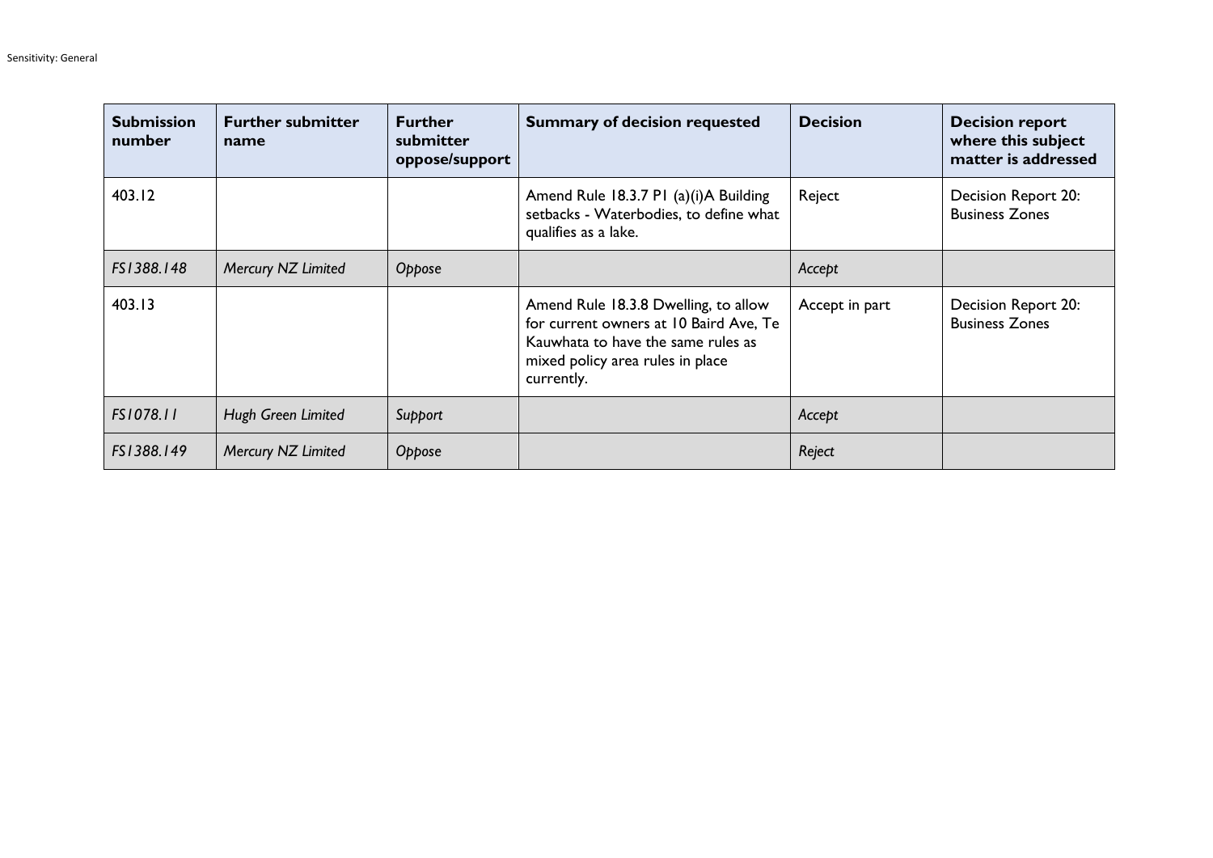| Submission number | Further submitter name | Further submitter oppose/support | Summary of decision requested | Decision | Decision report where this subject matter is addressed |
|---|---|---|---|---|---|
| 403.12 | | | Amend Rule 18.3.7 P1 (a)(i)A Building setbacks - Waterbodies, to define what qualifies as a lake. | Reject | Decision Report 20: Business Zones |
| *FS1388.148* | *Mercury NZ Limited* | *Oppose* | | *Accept* | |
| 403.13 | | | Amend Rule 18.3.8 Dwelling, to allow for current owners at 10 Baird Ave, Te Kauwhata to have the same rules as mixed policy area rules in place currently. | Accept in part | Decision Report 20: Business Zones |
| *FS1078.11* | *Hugh Green Limited* | *Support* | | *Accept* | |
| *FS1388.149* | *Mercury NZ Limited* | *Oppose* | | *Reject* | |